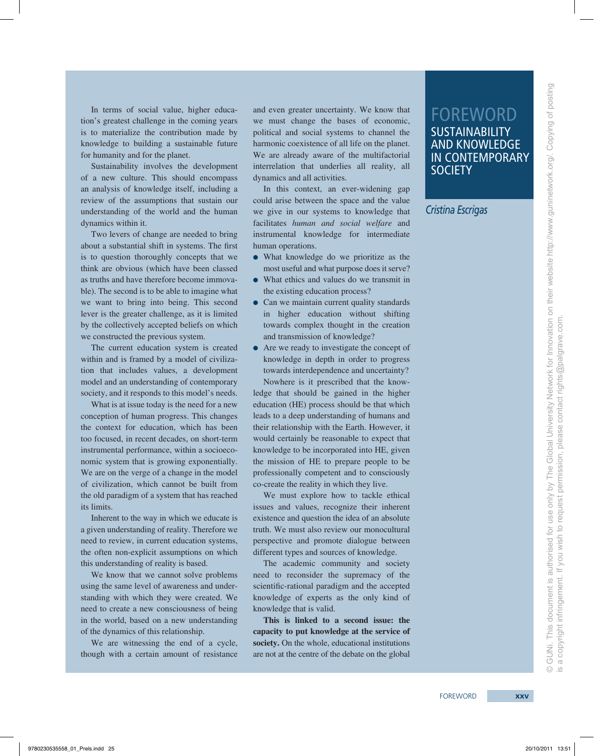# FOREWORD

## SUSTAINABILITY AND KNOWLEDGE IN CONTEMPORARY SOCIETY

*Cristina Escrigas*

In terms of social value, higher education's greatest challenge in the coming years is to materialize the contribution made by knowledge to building a sustainable future for humanity and for the planet.

Sustainability involves the development of a new culture. This should encompass an analysis of knowledge itself, including a review of the assumptions that sustain our understanding of the world and the human dynamics within it.

Two levers of change are needed to bring about a substantial shift in systems. The first is to question thoroughly concepts that we think are obvious (which have been classed as truths and have therefore become immovable). The second is to be able to imagine what we want to bring into being. This second lever is the greater challenge, as it is limited by the collectively accepted beliefs on which we constructed the previous system.

The current education system is created within and is framed by a model of civilization that includes values, a development model and an understanding of contemporary society, and it responds to this model's needs.

What is at issue today is the need for a new conception of human progress. This changes the context for education, which has been too focused, in recent decades, on short-term instrumental performance, within a socioeconomic system that is growing exponentially. We are on the verge of a change in the model of civilization, which cannot be built from the old paradigm of a system that has reached its limits.

Inherent to the way in which we educate is a given understanding of reality. Therefore we need to review, in current education systems, the often non-explicit assumptions on which this understanding of reality is based.

We know that we cannot solve problems using the same level of awareness and understanding with which they were created. We need to create a new consciousness of being in the world, based on a new understanding of the dynamics of this relationship.

We are witnessing the end of a cycle, though with a certain amount of resistance and even greater uncertainty. We know that we must change the bases of economic, political and social systems to channel the harmonic coexistence of all life on the planet. We are already aware of the multifactorial interrelation that underlies all reality, all dynamics and all activities.

In this context, an ever-widening gap could arise between the space and the value we give in our systems to knowledge that facilitates *human and social welfare* and instrumental knowledge for intermediate human operations.

- What knowledge do we prioritize as the most useful and what purpose does it serve?
- What ethics and values do we transmit in the existing education process?
- Can we maintain current quality standards in higher education without shifting towards complex thought in the creation and transmission of knowledge?
- Are we ready to investigate the concept of knowledge in depth in order to progress towards interdependence and uncertainty?

Nowhere is it prescribed that the knowledge that should be gained in the higher education (HE) process should be that which leads to a deep understanding of humans and their relationship with the Earth. However, it would certainly be reasonable to expect that knowledge to be incorporated into HE, given the mission of HE to prepare people to be professionally competent and to consciously co-create the reality in which they live.

We must explore how to tackle ethical issues and values, recognize their inherent existence and question the idea of an absolute truth. We must also review our monocultural perspective and promote dialogue between different types and sources of knowledge.

The academic community and society need to reconsider the supremacy of the scientific-rational paradigm and the accepted knowledge of experts as the only kind of knowledge that is valid.

**This is linked to a second issue: the capacity to put knowledge at the service of society.** On the whole, educational institutions are not at the centre of the debate on the global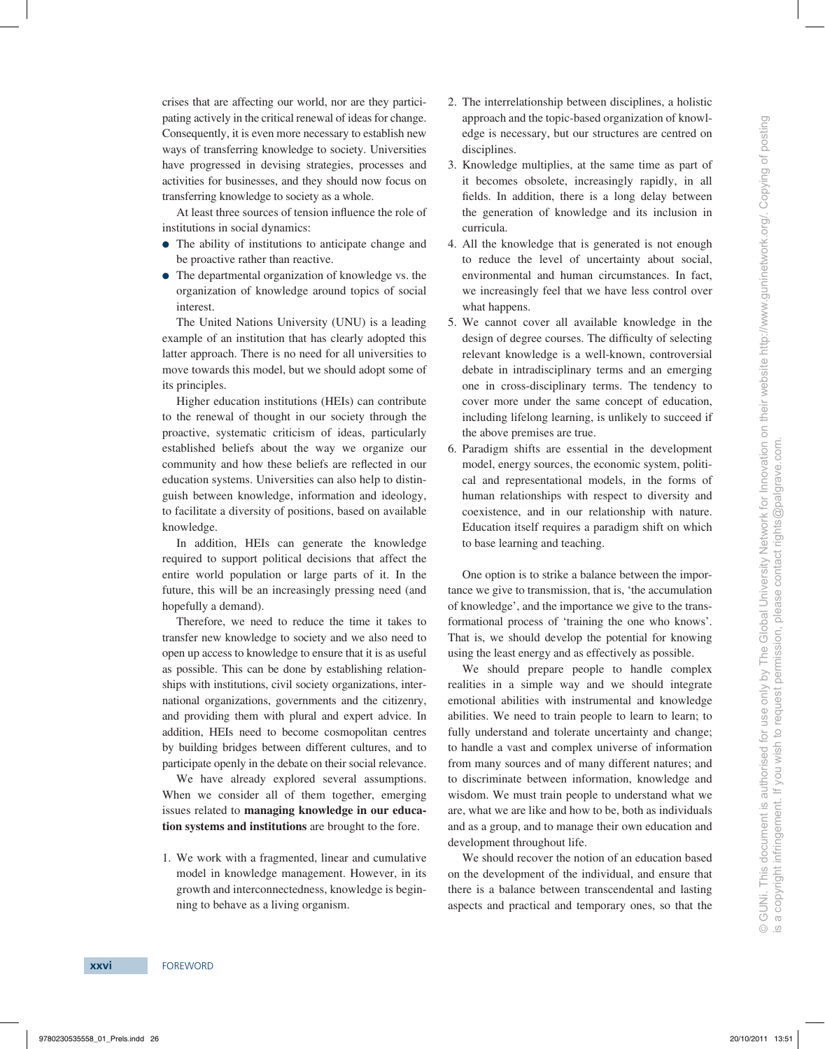crises that are affecting our world, nor are they participating actively in the critical renewal of ideas for change. Consequently, it is even more necessary to establish new ways of transferring knowledge to society. Universities have progressed in devising strategies, processes and activities for businesses, and they should now focus on transferring knowledge to society as a whole.

At least three sources of tension influence the role of institutions in social dynamics:

- The ability of institutions to anticipate change and be proactive rather than reactive.
- The departmental organization of knowledge vs. the organization of knowledge around topics of social interest.

The United Nations University (UNU) is a leading example of an institution that has clearly adopted this latter approach. There is no need for all universities to move towards this model, but we should adopt some of its principles.

Higher education institutions (HEIs) can contribute to the renewal of thought in our society through the proactive, systematic criticism of ideas, particularly established beliefs about the way we organize our community and how these beliefs are reflected in our education systems. Universities can also help to distinguish between knowledge, information and ideology, to facilitate a diversity of positions, based on available knowledge.

In addition, HEIs can generate the knowledge required to support political decisions that affect the entire world population or large parts of it. In the future, this will be an increasingly pressing need (and hopefully a demand).

Therefore, we need to reduce the time it takes to transfer new knowledge to society and we also need to open up access to knowledge to ensure that it is as useful as possible. This can be done by establishing relationships with institutions, civil society organizations, international organizations, governments and the citizenry, and providing them with plural and expert advice. In addition, HEIs need to become cosmopolitan centres by building bridges between different cultures, and to participate openly in the debate on their social relevance.

We have already explored several assumptions. When we consider all of them together, emerging issues related to **managing knowledge in our education systems and institutions** are brought to the fore.

1. We work with a fragmented, linear and cumulative model in knowledge management. However, in its growth and interconnectedness, knowledge is beginning to behave as a living organism.
2. The interrelationship between disciplines, a holistic approach and the topic-based organization of knowledge is necessary, but our structures are centred on disciplines.
3. Knowledge multiplies, at the same time as part of it becomes obsolete, increasingly rapidly, in all fields. In addition, there is a long delay between the generation of knowledge and its inclusion in curricula.
4. All the knowledge that is generated is not enough to reduce the level of uncertainty about social, environmental and human circumstances. In fact, we increasingly feel that we have less control over what happens.
5. We cannot cover all available knowledge in the design of degree courses. The difficulty of selecting relevant knowledge is a well-known, controversial debate in intradisciplinary terms and an emerging one in cross-disciplinary terms. The tendency to cover more under the same concept of education, including lifelong learning, is unlikely to succeed if the above premises are true.
6. Paradigm shifts are essential in the development model, energy sources, the economic system, political and representational models, in the forms of human relationships with respect to diversity and coexistence, and in our relationship with nature. Education itself requires a paradigm shift on which to base learning and teaching.

One option is to strike a balance between the importance we give to transmission, that is, 'the accumulation of knowledge', and the importance we give to the transformational process of 'training the one who knows'. That is, we should develop the potential for knowing using the least energy and as effectively as possible.

We should prepare people to handle complex realities in a simple way and we should integrate emotional abilities with instrumental and knowledge abilities. We need to train people to learn to learn; to fully understand and tolerate uncertainty and change; to handle a vast and complex universe of information from many sources and of many different natures; and to discriminate between information, knowledge and wisdom. We must train people to understand what we are, what we are like and how to be, both as individuals and as a group, and to manage their own education and development throughout life.

We should recover the notion of an education based on the development of the individual, and ensure that there is a balance between transcendental and lasting aspects and practical and temporary ones, so that the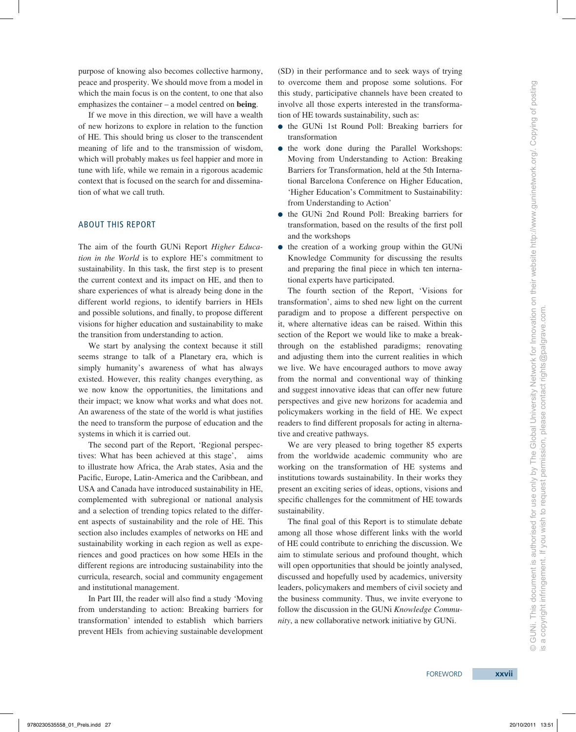purpose of knowing also becomes collective harmony, peace and prosperity. We should move from a model in which the main focus is on the content, to one that also emphasizes the container – a model centred on **being**.

If we move in this direction, we will have a wealth of new horizons to explore in relation to the function of HE. This should bring us closer to the transcendent meaning of life and to the transmission of wisdom, which will probably makes us feel happier and more in tune with life, while we remain in a rigorous academic context that is focused on the search for and dissemination of what we call truth.

## ABOUT THIS REPORT

The aim of the fourth GUNi Report *Higher Education in the World* is to explore HE's commitment to sustainability. In this task, the first step is to present the current context and its impact on HE, and then to share experiences of what is already being done in the different world regions, to identify barriers in HEIs and possible solutions, and finally, to propose different visions for higher education and sustainability to make the transition from understanding to action.

We start by analysing the context because it still seems strange to talk of a Planetary era, which is simply humanity's awareness of what has always existed. However, this reality changes everything, as we now know the opportunities, the limitations and their impact; we know what works and what does not. An awareness of the state of the world is what justifies the need to transform the purpose of education and the systems in which it is carried out.

The second part of the Report, 'Regional perspectives: What has been achieved at this stage', aims to illustrate how Africa, the Arab states, Asia and the Pacific, Europe, Latin-America and the Caribbean, and USA and Canada have introduced sustainability in HE, complemented with subregional or national analysis and a selection of trending topics related to the different aspects of sustainability and the role of HE. This section also includes examples of networks on HE and sustainability working in each region as well as experiences and good practices on how some HEIs in the different regions are introducing sustainability into the curricula, research, social and community engagement and institutional management.

In Part III, the reader will also find a study 'Moving from understanding to action: Breaking barriers for transformation' intended to establish which barriers prevent HEIs from achieving sustainable development (SD) in their performance and to seek ways of trying to overcome them and propose some solutions. For this study, participative channels have been created to involve all those experts interested in the transformation of HE towards sustainability, such as:

- the GUNi 1st Round Poll: Breaking barriers for transformation
- the work done during the Parallel Workshops: Moving from Understanding to Action: Breaking Barriers for Transformation, held at the 5th International Barcelona Conference on Higher Education, 'Higher Education's Commitment to Sustainability: from Understanding to Action'
- the GUNi 2nd Round Poll: Breaking barriers for transformation, based on the results of the first poll and the workshops
- the creation of a working group within the GUNi Knowledge Community for discussing the results and preparing the final piece in which ten international experts have participated.

The fourth section of the Report, 'Visions for transformation', aims to shed new light on the current paradigm and to propose a different perspective on it, where alternative ideas can be raised. Within this section of the Report we would like to make a breakthrough on the established paradigms; renovating and adjusting them into the current realities in which we live. We have encouraged authors to move away from the normal and conventional way of thinking and suggest innovative ideas that can offer new future perspectives and give new horizons for academia and policymakers working in the field of HE. We expect readers to find different proposals for acting in alternative and creative pathways.

We are very pleased to bring together 85 experts from the worldwide academic community who are working on the transformation of HE systems and institutions towards sustainability. In their works they present an exciting series of ideas, options, visions and specific challenges for the commitment of HE towards sustainability.

The final goal of this Report is to stimulate debate among all those whose different links with the world of HE could contribute to enriching the discussion. We aim to stimulate serious and profound thought, which will open opportunities that should be jointly analysed, discussed and hopefully used by academics, university leaders, policymakers and members of civil society and the business community. Thus, we invite everyone to follow the discussion in the GUNi *Knowledge Community*, a new collaborative network initiative by GUNi.